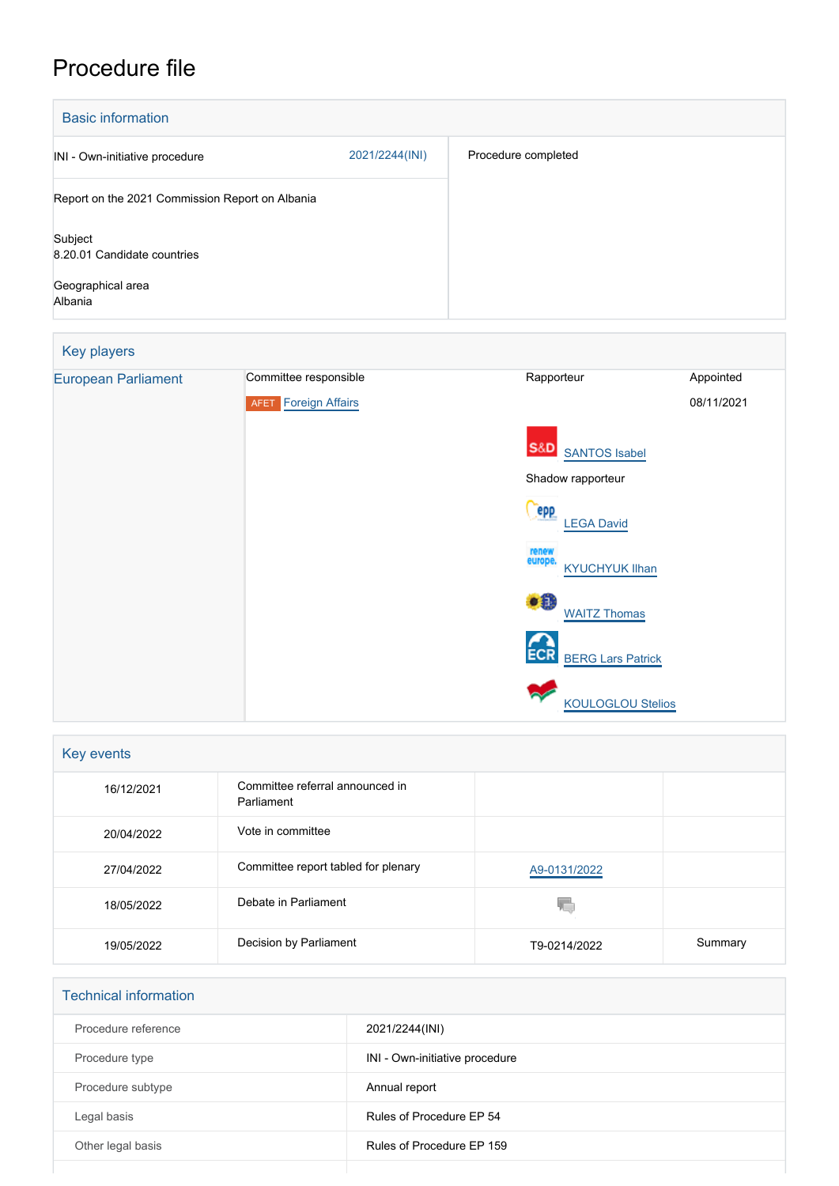# Procedure file

## Basic information

| | |
|---|---|
| INI - Own-initiative procedure 2021/2244(INI) | Procedure completed |
| Report on the 2021 Commission Report on Albania | |
| Subject<br>8.20.01 Candidate countries | |
| Geographical area<br>Albania | |

## Key players

| | Committee responsible | Rapporteur | Appointed |
|---|---|---|---|
| European Parliament | AFET Foreign Affairs | | 08/11/2021 |
| | | S&D SANTOS Isabel | |
| | | Shadow rapporteur | |
| | | LEGA David | |
| | | KYUCHYUK Ilhan | |
| | | WAITZ Thomas | |
| | | ECR BERG Lars Patrick | |
| | | KOULOGLOU Stelios | |

## Key events

| | | | |
|---|---|---|---|
| 16/12/2021 | Committee referral announced in Parliament | | |
| 20/04/2022 | Vote in committee | | |
| 27/04/2022 | Committee report tabled for plenary | A9-0131/2022 | |
| 18/05/2022 | Debate in Parliament | | |
| 19/05/2022 | Decision by Parliament | T9-0214/2022 | Summary |

## Technical information

| | |
|---|---|
| Procedure reference | 2021/2244(INI) |
| Procedure type | INI - Own-initiative procedure |
| Procedure subtype | Annual report |
| Legal basis | Rules of Procedure EP 54 |
| Other legal basis | Rules of Procedure EP 159 |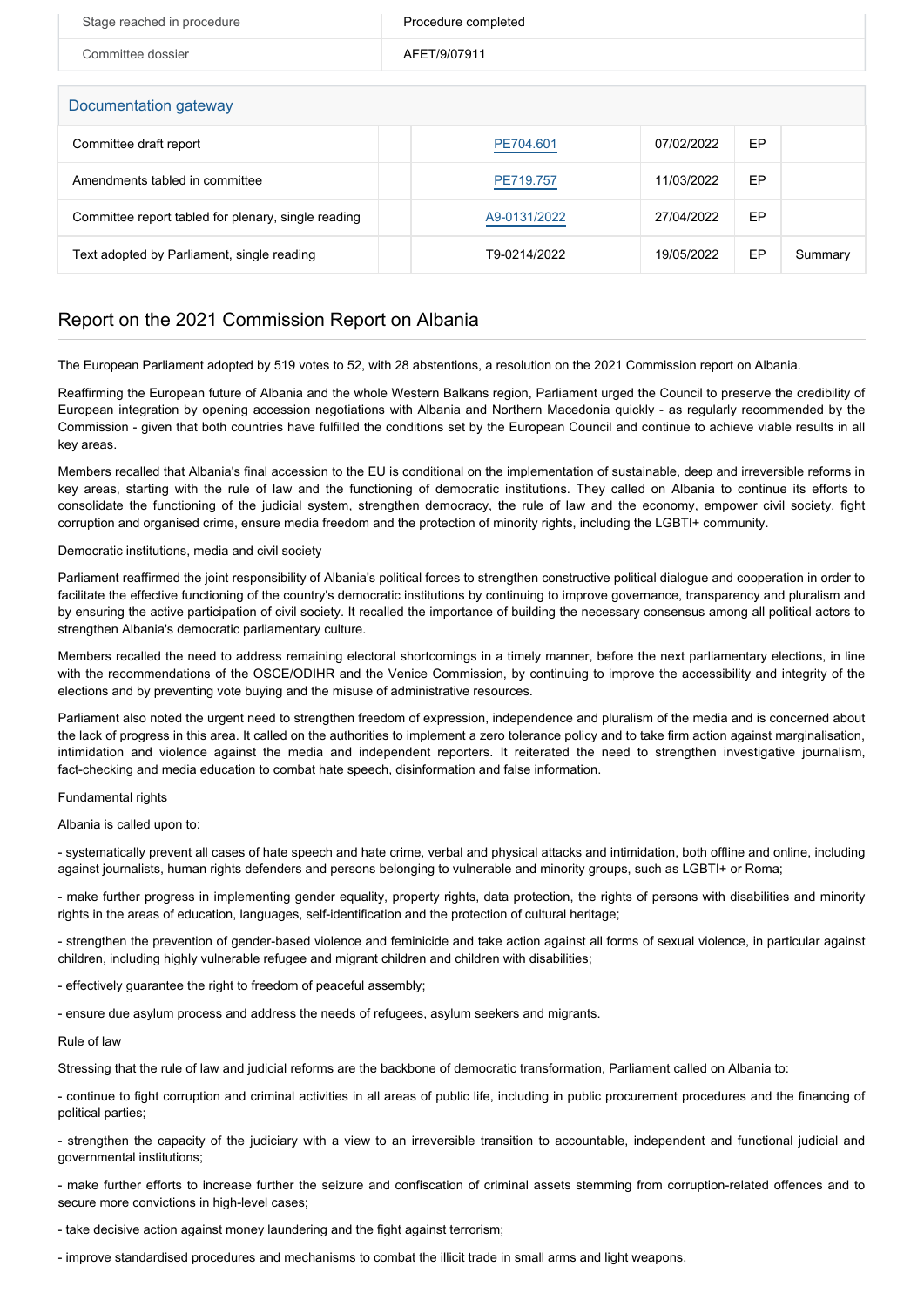| | |
|---|---|
| Stage reached in procedure | Procedure completed |
| Committee dossier | AFET/9/07911 |

**Documentation gateway**

| | | | | |
|---|---|---|---|---|
| Committee draft report | PE704.601 | 07/02/2022 | EP | |
| Amendments tabled in committee | PE719.757 | 11/03/2022 | EP | |
| Committee report tabled for plenary, single reading | A9-0131/2022 | 27/04/2022 | EP | |
| Text adopted by Parliament, single reading | T9-0214/2022 | 19/05/2022 | EP | Summary |

## Report on the 2021 Commission Report on Albania

The European Parliament adopted by 519 votes to 52, with 28 abstentions, a resolution on the 2021 Commission report on Albania.

Reaffirming the European future of Albania and the whole Western Balkans region, Parliament urged the Council to preserve the credibility of European integration by opening accession negotiations with Albania and Northern Macedonia quickly - as regularly recommended by the Commission - given that both countries have fulfilled the conditions set by the European Council and continue to achieve viable results in all key areas.

Members recalled that Albania's final accession to the EU is conditional on the implementation of sustainable, deep and irreversible reforms in key areas, starting with the rule of law and the functioning of democratic institutions. They called on Albania to continue its efforts to consolidate the functioning of the judicial system, strengthen democracy, the rule of law and the economy, empower civil society, fight corruption and organised crime, ensure media freedom and the protection of minority rights, including the LGBTI+ community.

Democratic institutions, media and civil society

Parliament reaffirmed the joint responsibility of Albania's political forces to strengthen constructive political dialogue and cooperation in order to facilitate the effective functioning of the country's democratic institutions by continuing to improve governance, transparency and pluralism and by ensuring the active participation of civil society. It recalled the importance of building the necessary consensus among all political actors to strengthen Albania's democratic parliamentary culture.

Members recalled the need to address remaining electoral shortcomings in a timely manner, before the next parliamentary elections, in line with the recommendations of the OSCE/ODIHR and the Venice Commission, by continuing to improve the accessibility and integrity of the elections and by preventing vote buying and the misuse of administrative resources.

Parliament also noted the urgent need to strengthen freedom of expression, independence and pluralism of the media and is concerned about the lack of progress in this area. It called on the authorities to implement a zero tolerance policy and to take firm action against marginalisation, intimidation and violence against the media and independent reporters. It reiterated the need to strengthen investigative journalism, fact-checking and media education to combat hate speech, disinformation and false information.

Fundamental rights

Albania is called upon to:

- systematically prevent all cases of hate speech and hate crime, verbal and physical attacks and intimidation, both offline and online, including against journalists, human rights defenders and persons belonging to vulnerable and minority groups, such as LGBTI+ or Roma;

- make further progress in implementing gender equality, property rights, data protection, the rights of persons with disabilities and minority rights in the areas of education, languages, self-identification and the protection of cultural heritage;

- strengthen the prevention of gender-based violence and feminicide and take action against all forms of sexual violence, in particular against children, including highly vulnerable refugee and migrant children and children with disabilities;

- effectively guarantee the right to freedom of peaceful assembly;

- ensure due asylum process and address the needs of refugees, asylum seekers and migrants.

Rule of law

Stressing that the rule of law and judicial reforms are the backbone of democratic transformation, Parliament called on Albania to:

- continue to fight corruption and criminal activities in all areas of public life, including in public procurement procedures and the financing of political parties;

- strengthen the capacity of the judiciary with a view to an irreversible transition to accountable, independent and functional judicial and governmental institutions;

- make further efforts to increase further the seizure and confiscation of criminal assets stemming from corruption-related offences and to secure more convictions in high-level cases;

- take decisive action against money laundering and the fight against terrorism;

- improve standardised procedures and mechanisms to combat the illicit trade in small arms and light weapons.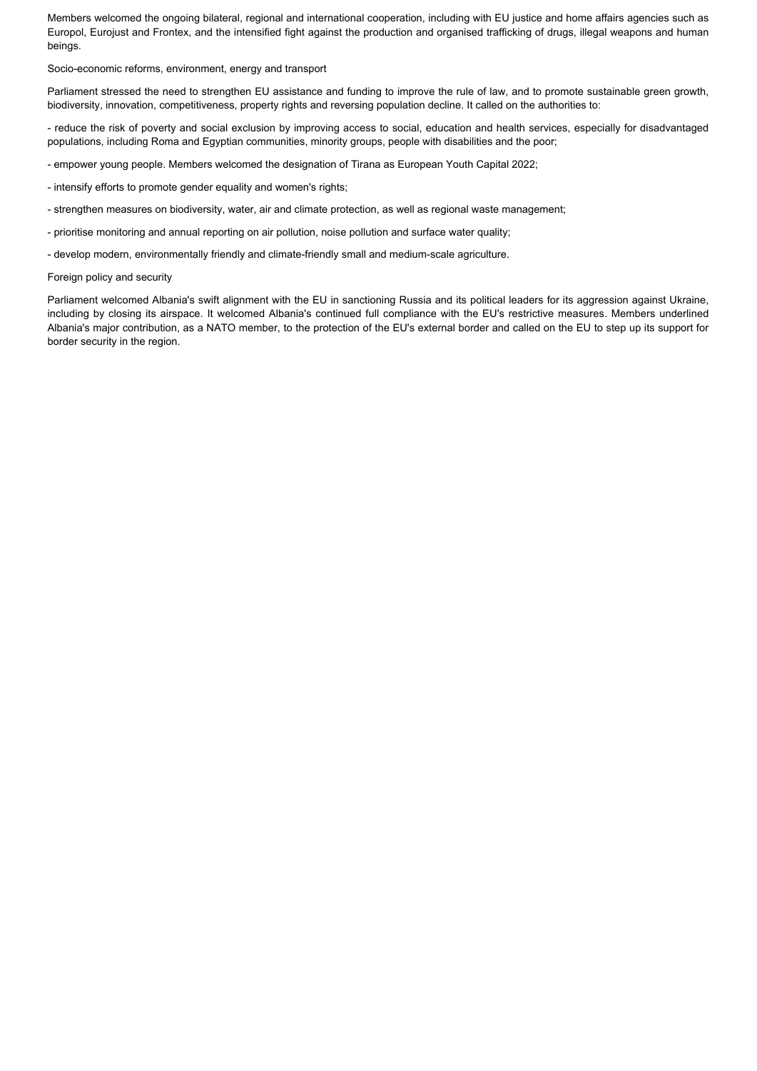Members welcomed the ongoing bilateral, regional and international cooperation, including with EU justice and home affairs agencies such as Europol, Eurojust and Frontex, and the intensified fight against the production and organised trafficking of drugs, illegal weapons and human beings.

Socio-economic reforms, environment, energy and transport

Parliament stressed the need to strengthen EU assistance and funding to improve the rule of law, and to promote sustainable green growth, biodiversity, innovation, competitiveness, property rights and reversing population decline. It called on the authorities to:

- reduce the risk of poverty and social exclusion by improving access to social, education and health services, especially for disadvantaged populations, including Roma and Egyptian communities, minority groups, people with disabilities and the poor;

- empower young people. Members welcomed the designation of Tirana as European Youth Capital 2022;

- intensify efforts to promote gender equality and women's rights;

- strengthen measures on biodiversity, water, air and climate protection, as well as regional waste management;

- prioritise monitoring and annual reporting on air pollution, noise pollution and surface water quality;

- develop modern, environmentally friendly and climate-friendly small and medium-scale agriculture.

Foreign policy and security

Parliament welcomed Albania's swift alignment with the EU in sanctioning Russia and its political leaders for its aggression against Ukraine, including by closing its airspace. It welcomed Albania's continued full compliance with the EU's restrictive measures. Members underlined Albania's major contribution, as a NATO member, to the protection of the EU's external border and called on the EU to step up its support for border security in the region.